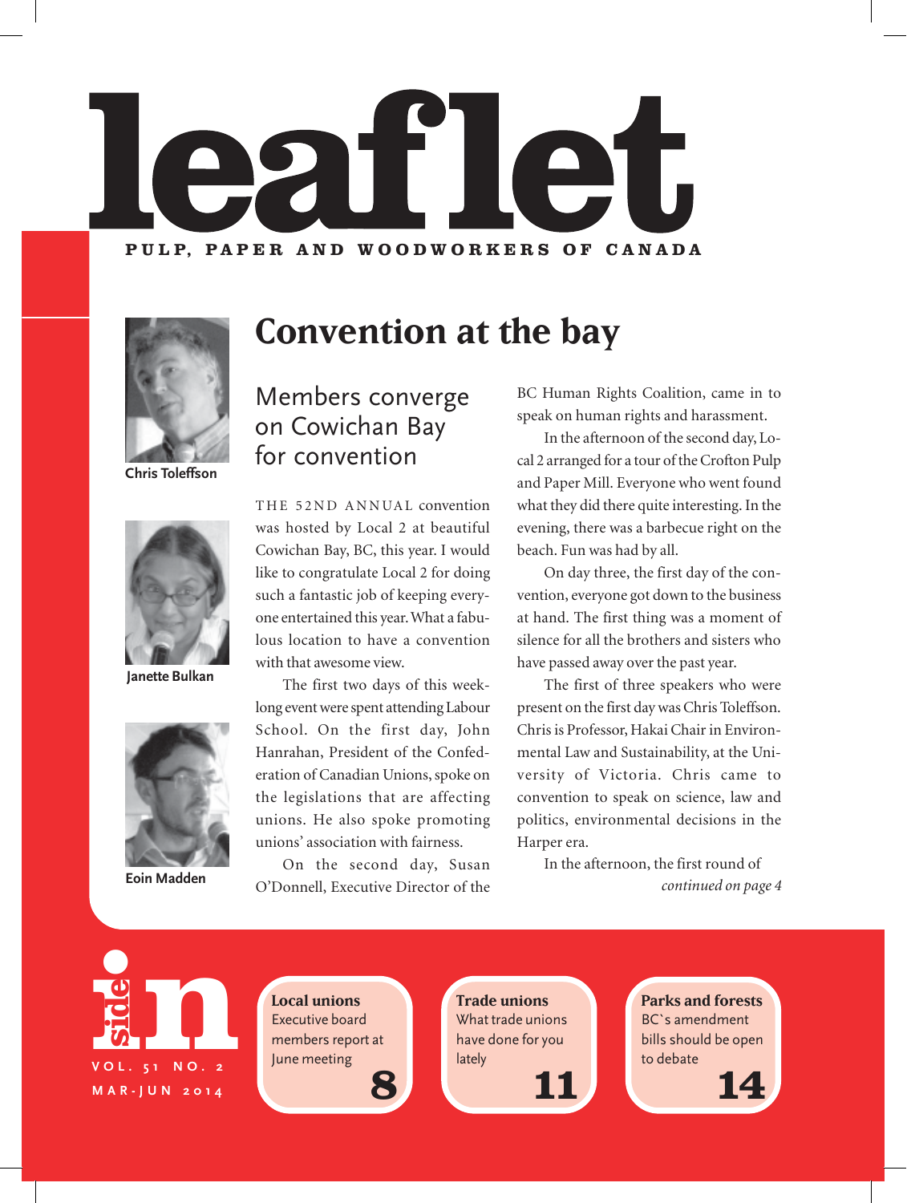# leaflet

PULP, PAPER AND WOODWORKERS OF CANADA

## Convention at the bay

Chris Toleffson

Janette Bulkan

Eoin Madden

### Members converge on Cowichan Bay for convention

THE 52ND ANNUAL convention was hosted by Local 2 at beautiful Cowichan Bay, BC, this year. I would like to congratulate Local 2 for doing such a fantastic job of keeping everyone entertained this year. What a fabulous location to have a convention with that awesome view.

The first two days of this week-long event were spent attending Labour School. On the first day, John Hanrahan, President of the Confederation of Canadian Unions, spoke on the legislations that are affecting unions. He also spoke promoting unions' association with fairness.

On the second day, Susan O'Donnell, Executive Director of the BC Human Rights Coalition, came in to speak on human rights and harassment.

In the afternoon of the second day, Local 2 arranged for a tour of the Crofton Pulp and Paper Mill. Everyone who went found what they did there quite interesting. In the evening, there was a barbecue right on the beach. Fun was had by all.

On day three, the first day of the convention, everyone got down to the business at hand. The first thing was a moment of silence for all the brothers and sisters who have passed away over the past year.

The first of three speakers who were present on the first day was Chris Toleffson. Chris is Professor, Hakai Chair in Environmental Law and Sustainability, at the University of Victoria. Chris came to convention to speak on science, law and politics, environmental decisions in the Harper era.

In the afternoon, the first round of

*continued on page 4*

## inside

VOL. 51 NO. 2
MAR-JUN 2014

**Local unions**
Executive board members report at June meeting
**8**

**Trade unions**
What trade unions have done for you lately
**11**

**Parks and forests**
BC`s amendment bills should be open to debate
**14**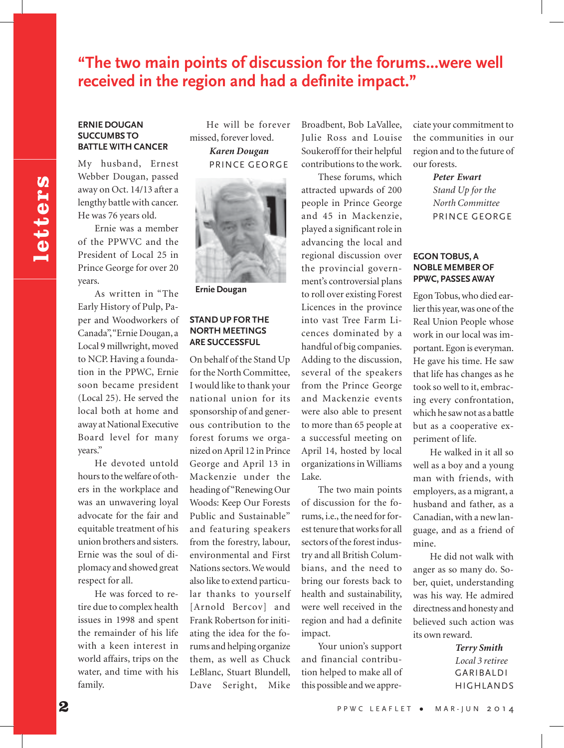# “The two main points of discussion for the forums...were well received in the region and had a definite impact.”

### ERNIE DOUGAN SUCCUMBS TO BATTLE WITH CANCER

My husband, Ernest Webber Dougan, passed away on Oct. 14/13 after a lengthy battle with cancer. He was 76 years old.

Ernie was a member of the PPWVC and the President of Local 25 in Prince George for over 20 years.

As written in “The Early History of Pulp, Paper and Woodworkers of Canada”, “Ernie Dougan, a Local 9 millwright, moved to NCP. Having a foundation in the PPWC, Ernie soon became president (Local 25). He served the local both at home and away at National Executive Board level for many years.”

He devoted untold hours to the welfare of others in the workplace and was an unwavering loyal advocate for the fair and equitable treatment of his union brothers and sisters. Ernie was the soul of diplomacy and showed great respect for all.

He was forced to retire due to complex health issues in 1998 and spent the remainder of his life with a keen interest in world affairs, trips on the water, and time with his family.

He will be forever missed, forever loved.

*Karen Dougan*
PRINCE GEORGE

Ernie Dougan

### STAND UP FOR THE NORTH MEETINGS ARE SUCCESSFUL

On behalf of the Stand Up for the North Committee, I would like to thank your national union for its sponsorship of and generous contribution to the forest forums we organized on April 12 in Prince George and April 13 in Mackenzie under the heading of “Renewing Our Woods: Keep Our Forests Public and Sustainable” and featuring speakers from the forestry, labour, environmental and First Nations sectors. We would also like to extend particular thanks to yourself [Arnold Bercov] and Frank Robertson for initiating the idea for the forums and helping organize them, as well as Chuck LeBlanc, Stuart Blundell, Dave Seright, Mike Broadbent, Bob LaVallee, Julie Ross and Louise Soukeroff for their helpful contributions to the work.

These forums, which attracted upwards of 200 people in Prince George and 45 in Mackenzie, played a significant role in advancing the local and regional discussion over the provincial government’s controversial plans to roll over existing Forest Licences in the province into vast Tree Farm Licences dominated by a handful of big companies. Adding to the discussion, several of the speakers from the Prince George and Mackenzie events were also able to present to more than 65 people at a successful meeting on April 14, hosted by local organizations in Williams Lake.

The two main points of discussion for the forums, i.e., the need for forest tenure that works for all sectors of the forest industry and all British Columbians, and the need to bring our forests back to health and sustainability, were well received in the region and had a definite impact.

Your union’s support and financial contribution helped to make all of this possible and we appreciate your commitment to the communities in our region and to the future of our forests.

***Peter Ewart***
*Stand Up for the North Committee*
PRINCE GEORGE

### EGON TOBUS, A NOBLE MEMBER OF PPWC, PASSES AWAY

Egon Tobus, who died earlier this year, was one of the Real Union People whose work in our local was important. Egon is everyman. He gave his time. He saw that life has changes as he took so well to it, embracing every confrontation, which he saw not as a battle but as a cooperative experiment of life.

He walked in it all so well as a boy and a young man with friends, with employers, as a migrant, a husband and father, as a Canadian, with a new language, and as a friend of mine.

He did not walk with anger as so many do. Sober, quiet, understanding was his way. He admired directness and honesty and believed such action was its own reward.

***Terry Smith***
*Local 3 retiree*
GARIBALDI HIGHLANDS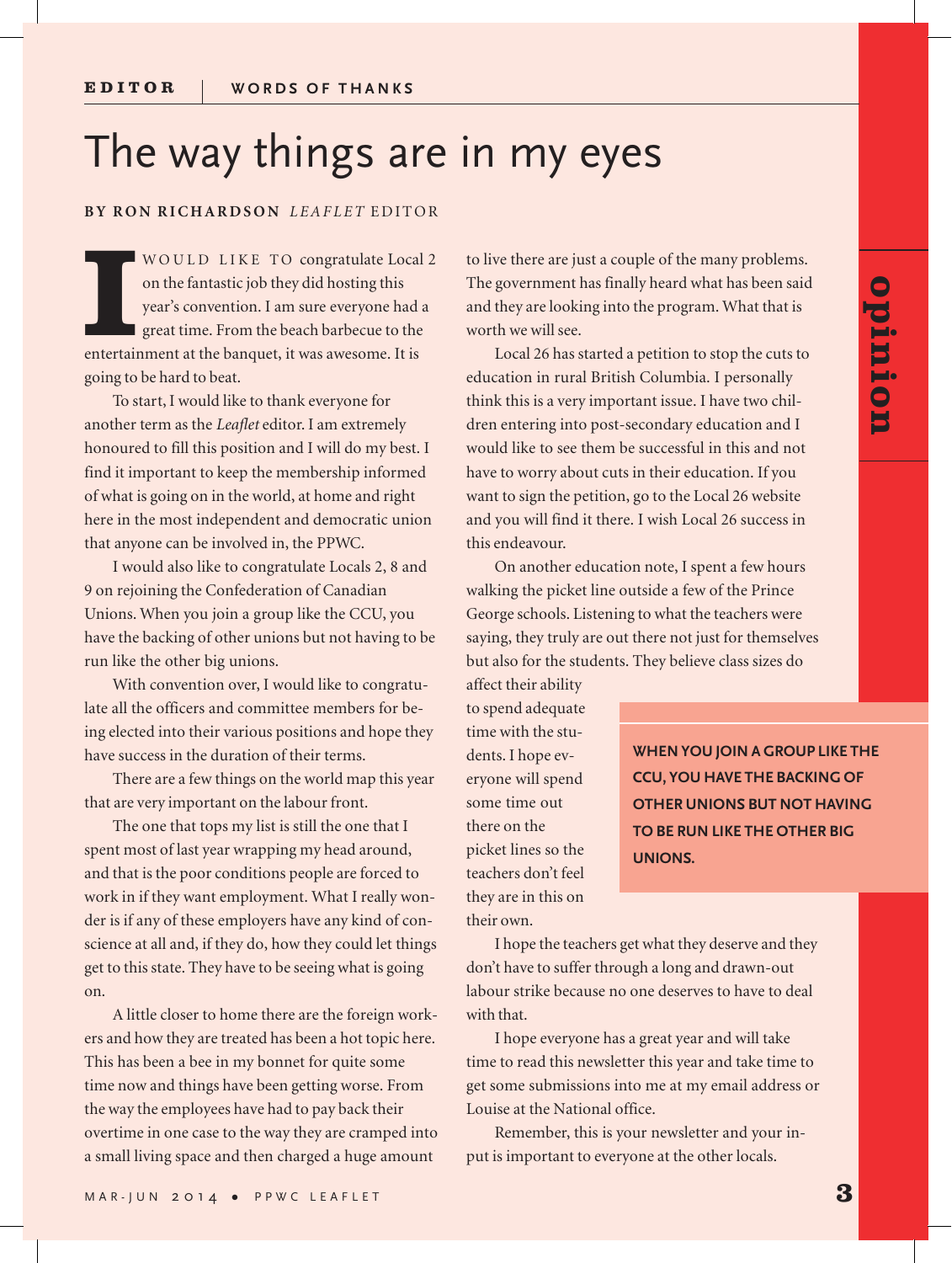EDITOR | WORDS OF THANKS

# The way things are in my eyes

**BY RON RICHARDSON** *LEAFLET* EDITOR

I WOULD LIKE TO congratulate Local 2 on the fantastic job they did hosting this year's convention. I am sure everyone had a great time. From the beach barbecue to the entertainment at the banquet, it was awesome. It is going to be hard to beat.

To start, I would like to thank everyone for another term as the *Leaflet* editor. I am extremely honoured to fill this position and I will do my best. I find it important to keep the membership informed of what is going on in the world, at home and right here in the most independent and democratic union that anyone can be involved in, the PPWC.

I would also like to congratulate Locals 2, 8 and 9 on rejoining the Confederation of Canadian Unions. When you join a group like the CCU, you have the backing of other unions but not having to be run like the other big unions.

With convention over, I would like to congratulate all the officers and committee members for being elected into their various positions and hope they have success in the duration of their terms.

There are a few things on the world map this year that are very important on the labour front.

The one that tops my list is still the one that I spent most of last year wrapping my head around, and that is the poor conditions people are forced to work in if they want employment. What I really wonder is if any of these employers have any kind of conscience at all and, if they do, how they could let things get to this state. They have to be seeing what is going on.

A little closer to home there are the foreign workers and how they are treated has been a hot topic here. This has been a bee in my bonnet for quite some time now and things have been getting worse. From the way the employees have had to pay back their overtime in one case to the way they are cramped into a small living space and then charged a huge amount to live there are just a couple of the many problems. The government has finally heard what has been said and they are looking into the program. What that is worth we will see.

Local 26 has started a petition to stop the cuts to education in rural British Columbia. I personally think this is a very important issue. I have two children entering into post-secondary education and I would like to see them be successful in this and not have to worry about cuts in their education. If you want to sign the petition, go to the Local 26 website and you will find it there. I wish Local 26 success in this endeavour.

On another education note, I spent a few hours walking the picket line outside a few of the Prince George schools. Listening to what the teachers were saying, they truly are out there not just for themselves but also for the students. They believe class sizes do affect their ability to spend adequate time with the students. I hope everyone will spend some time out there on the picket lines so the teachers don't feel they are in this on their own.

**WHEN YOU JOIN A GROUP LIKE THE CCU, YOU HAVE THE BACKING OF OTHER UNIONS BUT NOT HAVING TO BE RUN LIKE THE OTHER BIG UNIONS.**

I hope the teachers get what they deserve and they don't have to suffer through a long and drawn-out labour strike because no one deserves to have to deal with that.

I hope everyone has a great year and will take time to read this newsletter this year and take time to get some submissions into me at my email address or Louise at the National office.

Remember, this is your newsletter and your input is important to everyone at the other locals.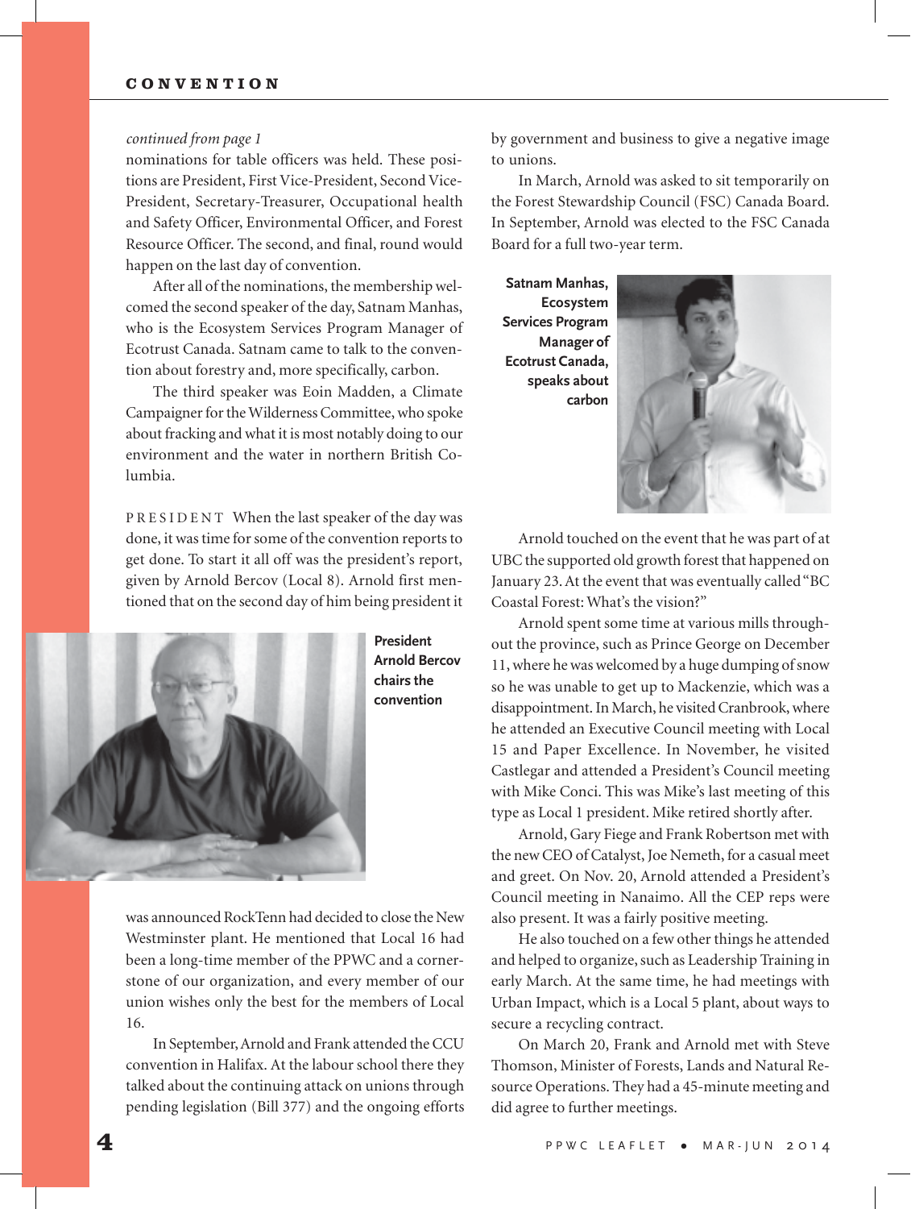*continued from page 1*

nominations for table officers was held. These positions are President, First Vice-President, Second Vice-President, Secretary-Treasurer, Occupational health and Safety Officer, Environmental Officer, and Forest Resource Officer. The second, and final, round would happen on the last day of convention.

After all of the nominations, the membership welcomed the second speaker of the day, Satnam Manhas, who is the Ecosystem Services Program Manager of Ecotrust Canada. Satnam came to talk to the convention about forestry and, more specifically, carbon.

The third speaker was Eoin Madden, a Climate Campaigner for the Wilderness Committee, who spoke about fracking and what it is most notably doing to our environment and the water in northern British Columbia.

PRESIDENT When the last speaker of the day was done, it was time for some of the convention reports to get done. To start it all off was the president's report, given by Arnold Bercov (Local 8). Arnold first mentioned that on the second day of him being president it was announced RockTenn had decided to close the New Westminster plant. He mentioned that Local 16 had been a long-time member of the PPWC and a cornerstone of our organization, and every member of our union wishes only the best for the members of Local 16.

**President Arnold Bercov chairs the convention**

In September, Arnold and Frank attended the CCU convention in Halifax. At the labour school there they talked about the continuing attack on unions through pending legislation (Bill 377) and the ongoing efforts by government and business to give a negative image to unions.

In March, Arnold was asked to sit temporarily on the Forest Stewardship Council (FSC) Canada Board. In September, Arnold was elected to the FSC Canada Board for a full two-year term.

**Satnam Manhas, Ecosystem Services Program Manager of Ecotrust Canada, speaks about carbon**

Arnold touched on the event that he was part of at UBC the supported old growth forest that happened on January 23. At the event that was eventually called "BC Coastal Forest: What's the vision?"

Arnold spent some time at various mills throughout the province, such as Prince George on December 11, where he was welcomed by a huge dumping of snow so he was unable to get up to Mackenzie, which was a disappointment. In March, he visited Cranbrook, where he attended an Executive Council meeting with Local 15 and Paper Excellence. In November, he visited Castlegar and attended a President's Council meeting with Mike Conci. This was Mike's last meeting of this type as Local 1 president. Mike retired shortly after.

Arnold, Gary Fiege and Frank Robertson met with the new CEO of Catalyst, Joe Nemeth, for a casual meet and greet. On Nov. 20, Arnold attended a President's Council meeting in Nanaimo. All the CEP reps were also present. It was a fairly positive meeting.

He also touched on a few other things he attended and helped to organize, such as Leadership Training in early March. At the same time, he had meetings with Urban Impact, which is a Local 5 plant, about ways to secure a recycling contract.

On March 20, Frank and Arnold met with Steve Thomson, Minister of Forests, Lands and Natural Resource Operations. They had a 45-minute meeting and did agree to further meetings.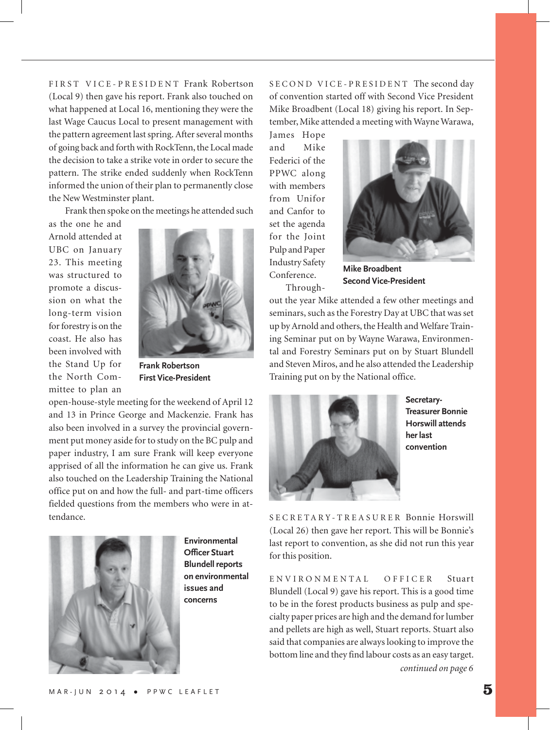FIRST VICE-PRESIDENT Frank Robertson (Local 9) then gave his report. Frank also touched on what happened at Local 16, mentioning they were the last Wage Caucus Local to present management with the pattern agreement last spring. After several months of going back and forth with RockTenn, the Local made the decision to take a strike vote in order to secure the pattern. The strike ended suddenly when RockTenn informed the union of their plan to permanently close the New Westminster plant.

Frank then spoke on the meetings he attended such as the one he and Arnold attended at UBC on January 23. This meeting was structured to promote a discussion on what the long-term vision for forestry is on the coast. He also has been involved with the Stand Up for the North Committee to plan an open-house-style meeting for the weekend of April 12 and 13 in Prince George and Mackenzie. Frank has also been involved in a survey the provincial government put money aside for to study on the BC pulp and paper industry, I am sure Frank will keep everyone apprised of all the information he can give us. Frank also touched on the Leadership Training the National office put on and how the full- and part-time officers fielded questions from the members who were in attendance.

**Frank Robertson**
**First Vice-President**

**Environmental Officer Stuart Blundell reports on environmental issues and concerns**

SECOND VICE-PRESIDENT The second day of convention started off with Second Vice President Mike Broadbent (Local 18) giving his report. In September, Mike attended a meeting with Wayne Warawa, James Hope and Mike Federici of the PPWC along with members from Unifor and Canfor to set the agenda for the Joint Pulp and Paper Industry Safety Conference.

Throughout the year Mike attended a few other meetings and seminars, such as the Forestry Day at UBC that was set up by Arnold and others, the Health and Welfare Training Seminar put on by Wayne Warawa, Environmental and Forestry Seminars put on by Stuart Blundell and Steven Miros, and he also attended the Leadership Training put on by the National office.

**Mike Broadbent**
**Second Vice-President**

**Secretary-Treasurer Bonnie Horswill attends her last convention**

SECRETARY-TREASURER Bonnie Horswill (Local 26) then gave her report. This will be Bonnie's last report to convention, as she did not run this year for this position.

ENVIRONMENTAL OFFICER Stuart Blundell (Local 9) gave his report. This is a good time to be in the forest products business as pulp and specialty paper prices are high and the demand for lumber and pellets are high as well, Stuart reports. Stuart also said that companies are always looking to improve the bottom line and they find labour costs as an easy target.

*continued on page 6*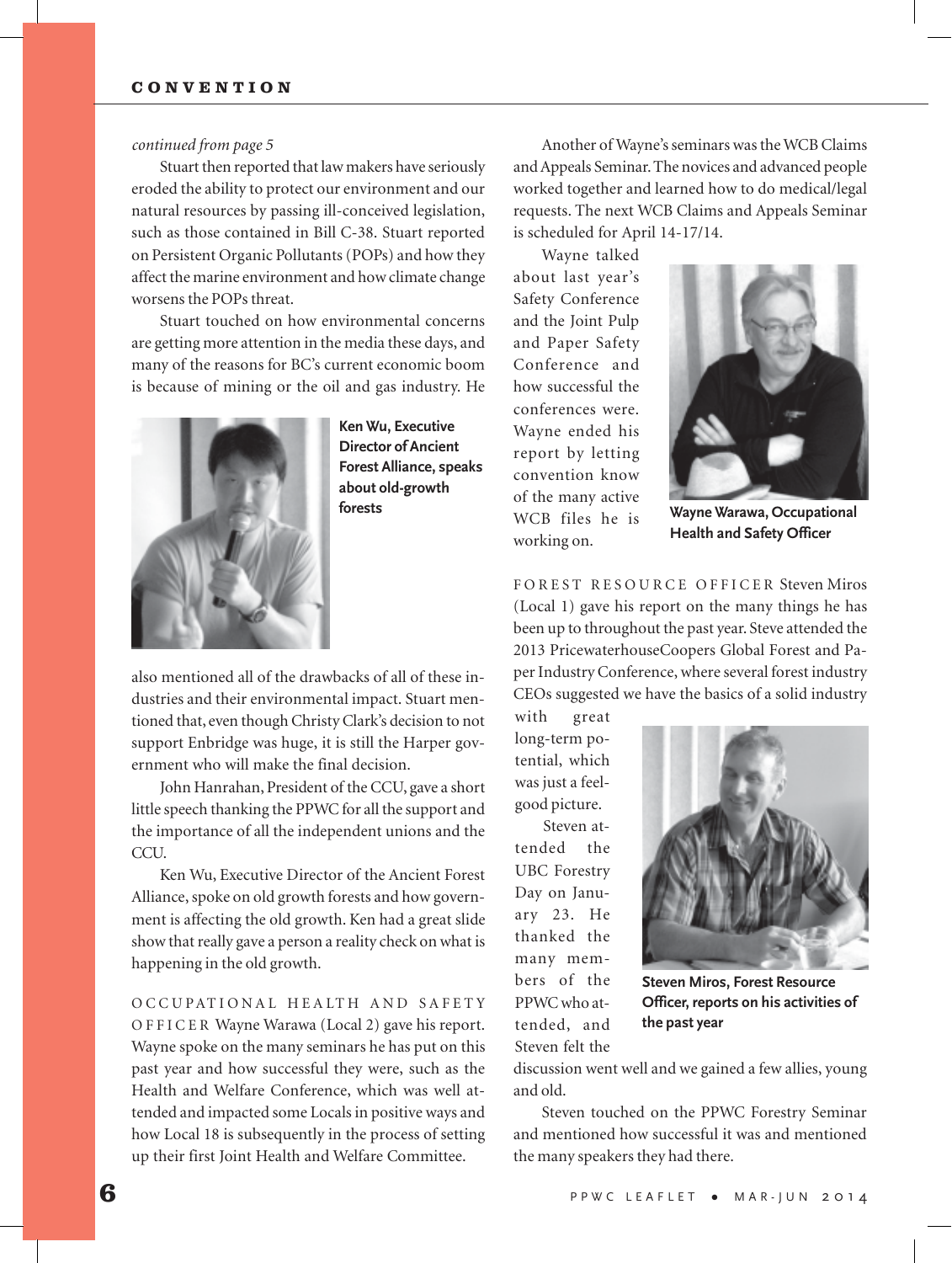*continued from page 5*

Stuart then reported that law makers have seriously eroded the ability to protect our environment and our natural resources by passing ill-conceived legislation, such as those contained in Bill C-38. Stuart reported on Persistent Organic Pollutants (POPs) and how they affect the marine environment and how climate change worsens the POPs threat.

Stuart touched on how environmental concerns are getting more attention in the media these days, and many of the reasons for BC's current economic boom is because of mining or the oil and gas industry. He also mentioned all of the drawbacks of all of these industries and their environmental impact. Stuart mentioned that, even though Christy Clark's decision to not support Enbridge was huge, it is still the Harper government who will make the final decision.

**Ken Wu, Executive Director of Ancient Forest Alliance, speaks about old-growth forests**

John Hanrahan, President of the CCU, gave a short little speech thanking the PPWC for all the support and the importance of all the independent unions and the CCU.

Ken Wu, Executive Director of the Ancient Forest Alliance, spoke on old growth forests and how government is affecting the old growth. Ken had a great slide show that really gave a person a reality check on what is happening in the old growth.

OCCUPATIONAL HEALTH AND SAFETY OFFICER Wayne Warawa (Local 2) gave his report. Wayne spoke on the many seminars he has put on this past year and how successful they were, such as the Health and Welfare Conference, which was well attended and impacted some Locals in positive ways and how Local 18 is subsequently in the process of setting up their first Joint Health and Welfare Committee.

Another of Wayne's seminars was the WCB Claims and Appeals Seminar. The novices and advanced people worked together and learned how to do medical/legal requests. The next WCB Claims and Appeals Seminar is scheduled for April 14-17/14.

Wayne talked about last year's Safety Conference and the Joint Pulp and Paper Safety Conference and how successful the conferences were. Wayne ended his report by letting convention know of the many active WCB files he is working on.

**Wayne Warawa, Occupational Health and Safety Officer**

FOREST RESOURCE OFFICER Steven Miros (Local 1) gave his report on the many things he has been up to throughout the past year. Steve attended the 2013 PricewaterhouseCoopers Global Forest and Paper Industry Conference, where several forest industry CEOs suggested we have the basics of a solid industry with great long-term potential, which was just a feel-good picture.

Steven attended the UBC Forestry Day on January 23. He thanked the many members of the PPWC who attended, and Steven felt the discussion went well and we gained a few allies, young and old.

**Steven Miros, Forest Resource Officer, reports on his activities of the past year**

Steven touched on the PPWC Forestry Seminar and mentioned how successful it was and mentioned the many speakers they had there.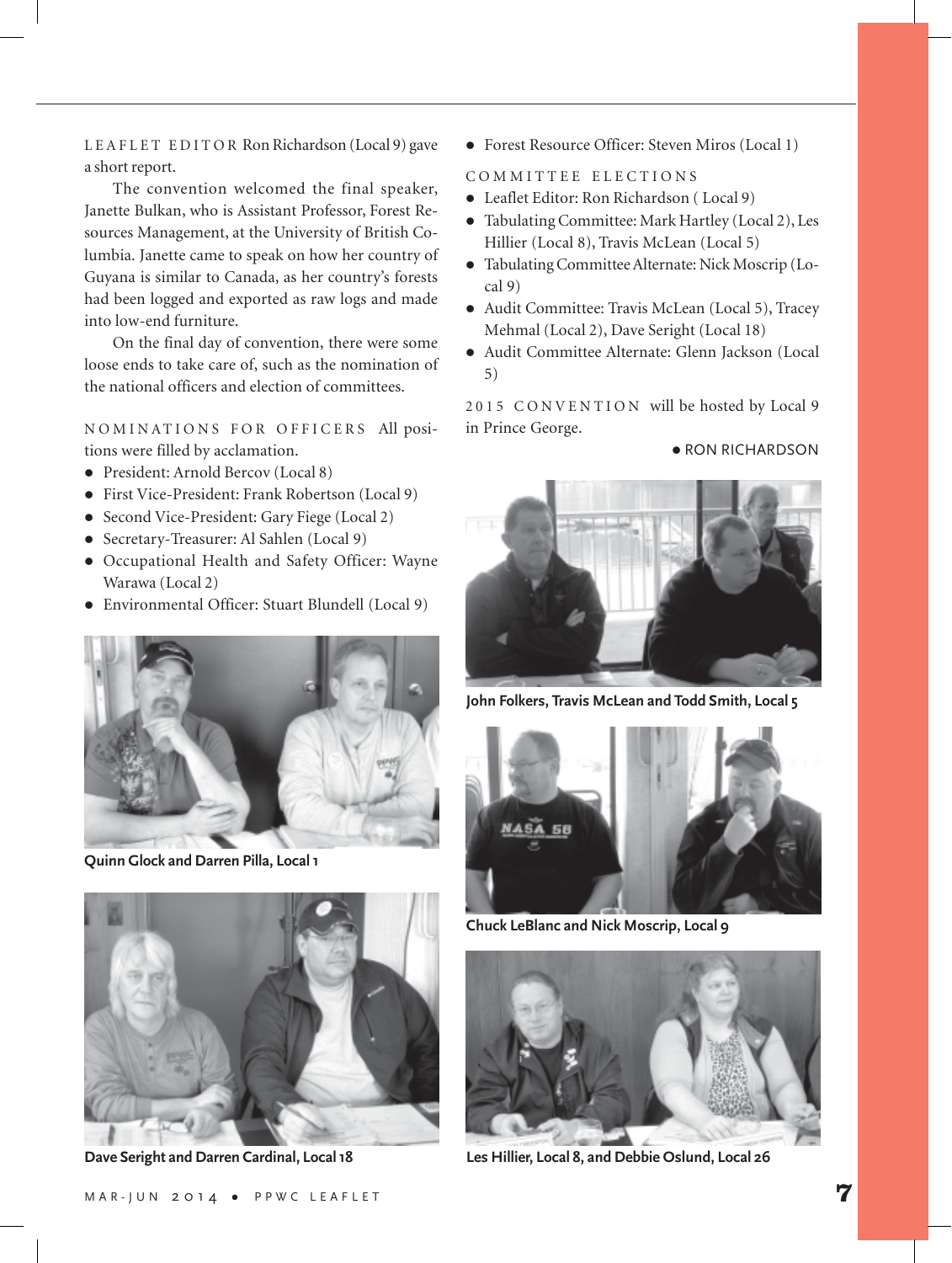LEAFLET EDITOR Ron Richardson (Local 9) gave a short report.

The convention welcomed the final speaker, Janette Bulkan, who is Assistant Professor, Forest Resources Management, at the University of British Columbia. Janette came to speak on how her country of Guyana is similar to Canada, as her country's forests had been logged and exported as raw logs and made into low-end furniture.

On the final day of convention, there were some loose ends to take care of, such as the nomination of the national officers and election of committees.

NOMINATIONS FOR OFFICERS All positions were filled by acclamation.

- President: Arnold Bercov (Local 8)
- First Vice-President: Frank Robertson (Local 9)
- Second Vice-President: Gary Fiege (Local 2)
- Secretary-Treasurer: Al Sahlen (Local 9)
- Occupational Health and Safety Officer: Wayne Warawa (Local 2)
- Environmental Officer: Stuart Blundell (Local 9)

**Quinn Glock and Darren Pilla, Local 1**

**Dave Seright and Darren Cardinal, Local 18**

- Forest Resource Officer: Steven Miros (Local 1)

COMMITTEE ELECTIONS

- Leaflet Editor: Ron Richardson ( Local 9)
- Tabulating Committee: Mark Hartley (Local 2), Les Hillier (Local 8), Travis McLean (Local 5)
- Tabulating Committee Alternate: Nick Moscrip (Local 9)
- Audit Committee: Travis McLean (Local 5), Tracey Mehmal (Local 2), Dave Seright (Local 18)
- Audit Committee Alternate: Glenn Jackson (Local 5)

2015 CONVENTION will be hosted by Local 9 in Prince George.

● RON RICHARDSON

**John Folkers, Travis McLean and Todd Smith, Local 5**

**Chuck LeBlanc and Nick Moscrip, Local 9**

**Les Hillier, Local 8, and Debbie Oslund, Local 26**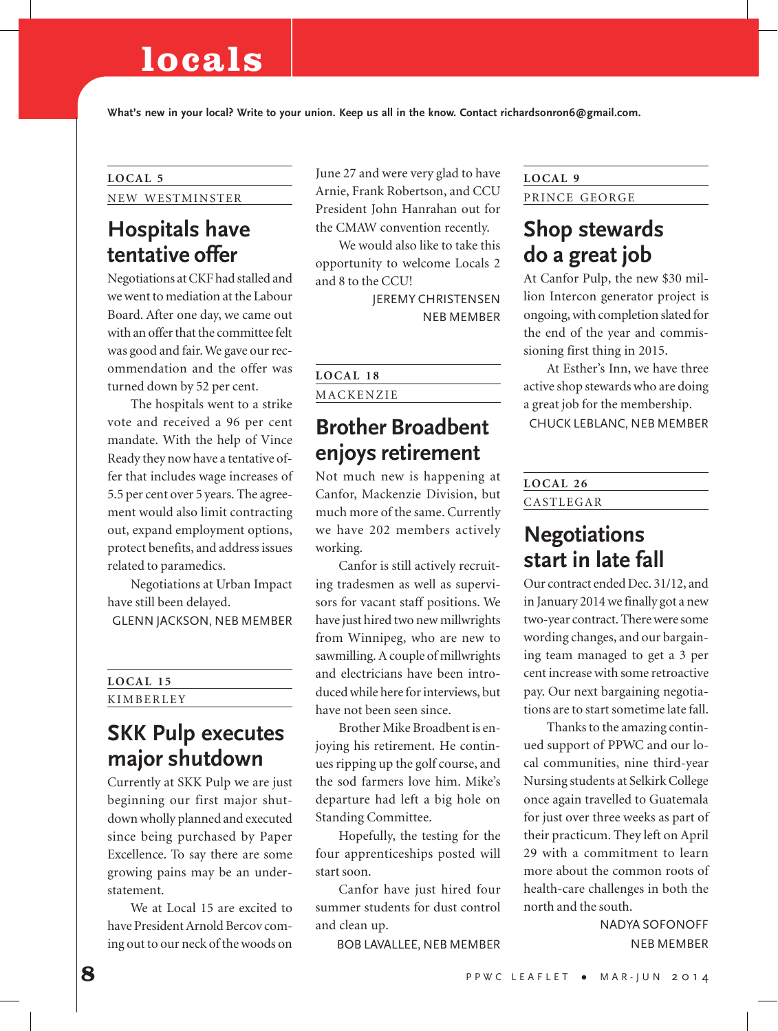# locals

**What's new in your local? Write to your union. Keep us all in the know. Contact richardsonron6@gmail.com.**

## LOCAL 5
NEW WESTMINSTER

### Hospitals have tentative offer

Negotiations at CKF had stalled and we went to mediation at the Labour Board. After one day, we came out with an offer that the committee felt was good and fair. We gave our recommendation and the offer was turned down by 52 per cent.

The hospitals went to a strike vote and received a 96 per cent mandate. With the help of Vince Ready they now have a tentative offer that includes wage increases of 5.5 per cent over 5 years. The agreement would also limit contracting out, expand employment options, protect benefits, and address issues related to paramedics.

Negotiations at Urban Impact have still been delayed.

GLENN JACKSON, NEB MEMBER

## LOCAL 15
KIMBERLEY

### SKK Pulp executes major shutdown

Currently at SKK Pulp we are just beginning our first major shutdown wholly planned and executed since being purchased by Paper Excellence. To say there are some growing pains may be an understatement.

We at Local 15 are excited to have President Arnold Bercov coming out to our neck of the woods on June 27 and were very glad to have Arnie, Frank Robertson, and CCU President John Hanrahan out for the CMAW convention recently.

We would also like to take this opportunity to welcome Locals 2 and 8 to the CCU!

JEREMY CHRISTENSEN
NEB MEMBER

## LOCAL 18
MACKENZIE

### Brother Broadbent enjoys retirement

Not much new is happening at Canfor, Mackenzie Division, but much more of the same. Currently we have 202 members actively working.

Canfor is still actively recruiting tradesmen as well as supervisors for vacant staff positions. We have just hired two new millwrights from Winnipeg, who are new to sawmilling. A couple of millwrights and electricians have been introduced while here for interviews, but have not been seen since.

Brother Mike Broadbent is enjoying his retirement. He continues ripping up the golf course, and the sod farmers love him. Mike's departure had left a big hole on Standing Committee.

Hopefully, the testing for the four apprenticeships posted will start soon.

Canfor have just hired four summer students for dust control and clean up.

BOB LAVALLEE, NEB MEMBER

## LOCAL 9
PRINCE GEORGE

### Shop stewards do a great job

At Canfor Pulp, the new $30 million Intercon generator project is ongoing, with completion slated for the end of the year and commissioning first thing in 2015.

At Esther's Inn, we have three active shop stewards who are doing a great job for the membership.

CHUCK LEBLANC, NEB MEMBER

## LOCAL 26
CASTLEGAR

### Negotiations start in late fall

Our contract ended Dec. 31/12, and in January 2014 we finally got a new two-year contract. There were some wording changes, and our bargaining team managed to get a 3 per cent increase with some retroactive pay. Our next bargaining negotiations are to start sometime late fall.

Thanks to the amazing continued support of PPWC and our local communities, nine third-year Nursing students at Selkirk College once again travelled to Guatemala for just over three weeks as part of their practicum. They left on April 29 with a commitment to learn more about the common roots of health-care challenges in both the north and the south.

NADYA SOFONOFF
NEB MEMBER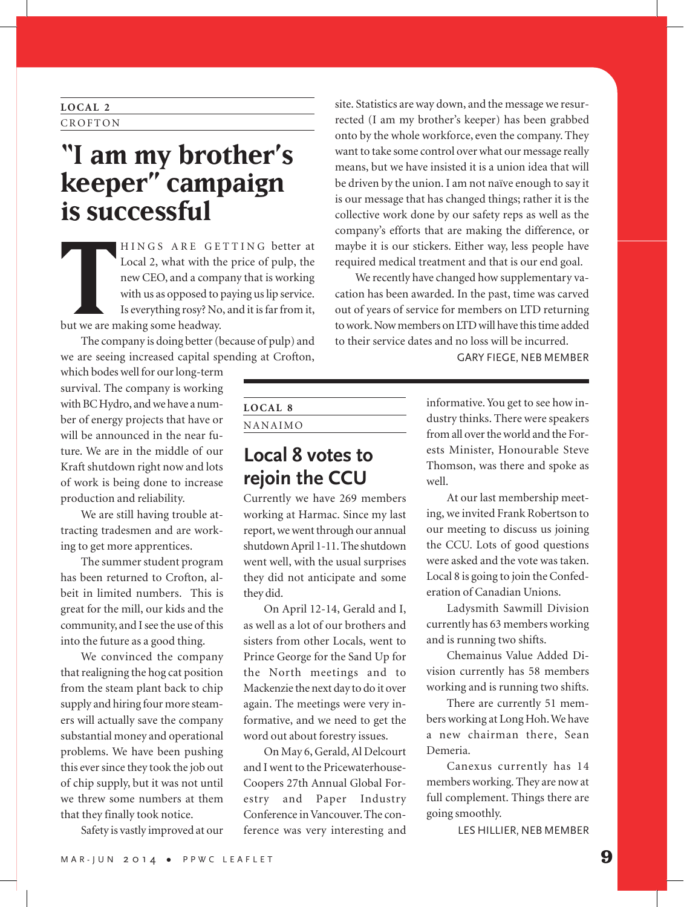LOCAL 2

CROFTON

# "I am my brother's keeper" campaign is successful

THINGS ARE GETTING better at Local 2, what with the price of pulp, the new CEO, and a company that is working with us as opposed to paying us lip service. Is everything rosy? No, and it is far from it, but we are making some headway.

The company is doing better (because of pulp) and we are seeing increased capital spending at Crofton, which bodes well for our long-term survival. The company is working with BC Hydro, and we have a number of energy projects that have or will be announced in the near future. We are in the middle of our Kraft shutdown right now and lots of work is being done to increase production and reliability.

We are still having trouble attracting tradesmen and are working to get more apprentices.

The summer student program has been returned to Crofton, albeit in limited numbers. This is great for the mill, our kids and the community, and I see the use of this into the future as a good thing.

We convinced the company that realigning the hog cat position from the steam plant back to chip supply and hiring four more steamers will actually save the company substantial money and operational problems. We have been pushing this ever since they took the job out of chip supply, but it was not until we threw some numbers at them that they finally took notice.

Safety is vastly improved at our site. Statistics are way down, and the message we resurrected (I am my brother's keeper) has been grabbed onto by the whole workforce, even the company. They want to take some control over what our message really means, but we have insisted it is a union idea that will be driven by the union. I am not naïve enough to say it is our message that has changed things; rather it is the collective work done by our safety reps as well as the company's efforts that are making the difference, or maybe it is our stickers. Either way, less people have required medical treatment and that is our end goal.

We recently have changed how supplementary vacation has been awarded. In the past, time was carved out of years of service for members on LTD returning to work. Now members on LTD will have this time added to their service dates and no loss will be incurred.

GARY FIEGE, NEB MEMBER

LOCAL 8

NANAIMO

## Local 8 votes to rejoin the CCU

Currently we have 269 members working at Harmac. Since my last report, we went through our annual shutdown April 1-11. The shutdown went well, with the usual surprises they did not anticipate and some they did.

On April 12-14, Gerald and I, as well as a lot of our brothers and sisters from other Locals, went to Prince George for the Sand Up for the North meetings and to Mackenzie the next day to do it over again. The meetings were very informative, and we need to get the word out about forestry issues.

On May 6, Gerald, Al Delcourt and I went to the PricewaterhouseCoopers 27th Annual Global Forestry and Paper Industry Conference in Vancouver. The conference was very interesting and informative. You get to see how industry thinks. There were speakers from all over the world and the Forests Minister, Honourable Steve Thomson, was there and spoke as well.

At our last membership meeting, we invited Frank Robertson to our meeting to discuss us joining the CCU. Lots of good questions were asked and the vote was taken. Local 8 is going to join the Confederation of Canadian Unions.

Ladysmith Sawmill Division currently has 63 members working and is running two shifts.

Chemainus Value Added Division currently has 58 members working and is running two shifts.

There are currently 51 members working at Long Hoh. We have a new chairman there, Sean Demeria.

Canexus currently has 14 members working. They are now at full complement. Things there are going smoothly.

LES HILLIER, NEB MEMBER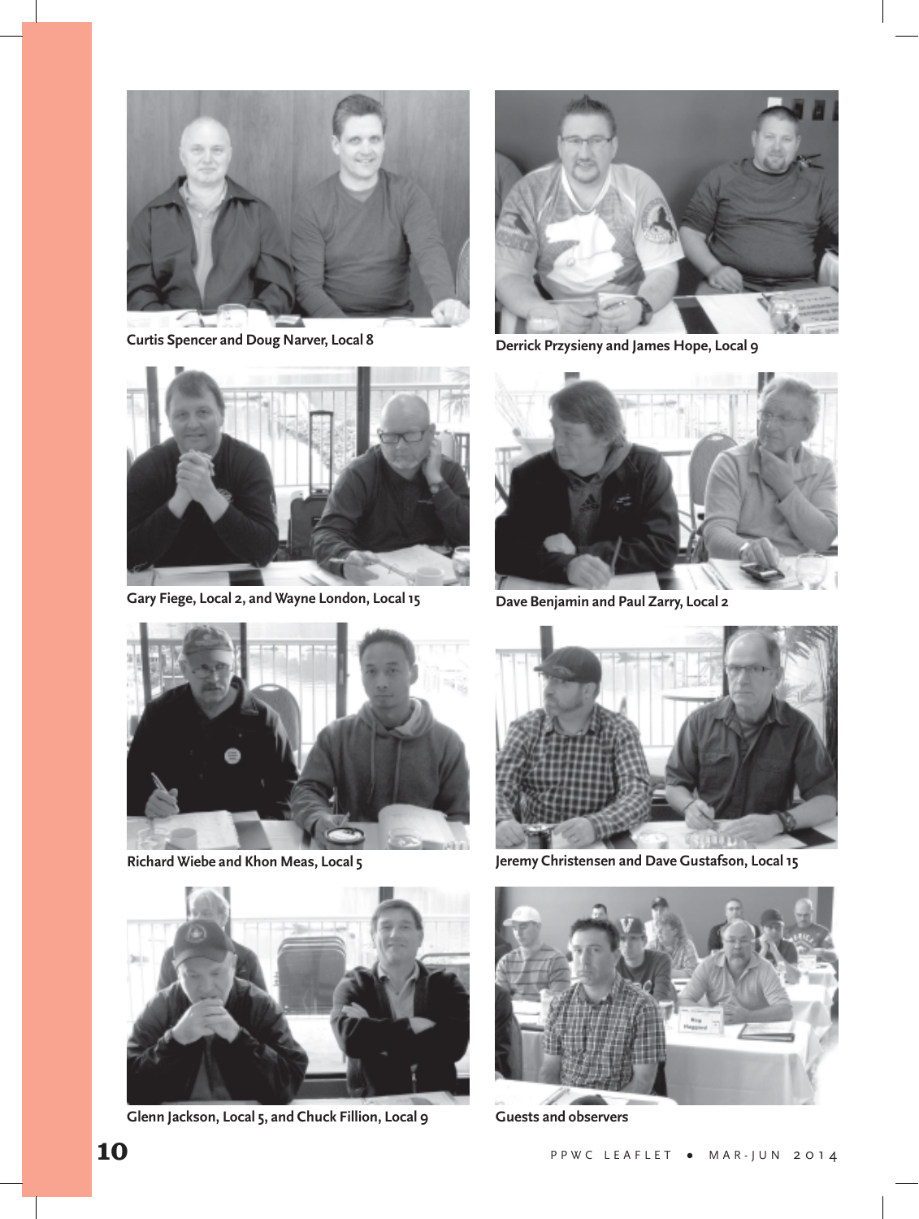Curtis Spencer and Doug Narver, Local 8

Derrick Przysieny and James Hope, Local 9

Gary Fiege, Local 2, and Wayne London, Local 15

Dave Benjamin and Paul Zarry, Local 2

Richard Wiebe and Khon Meas, Local 5

Jeremy Christensen and Dave Gustafson, Local 15

Glenn Jackson, Local 5, and Chuck Fillion, Local 9

Guests and observers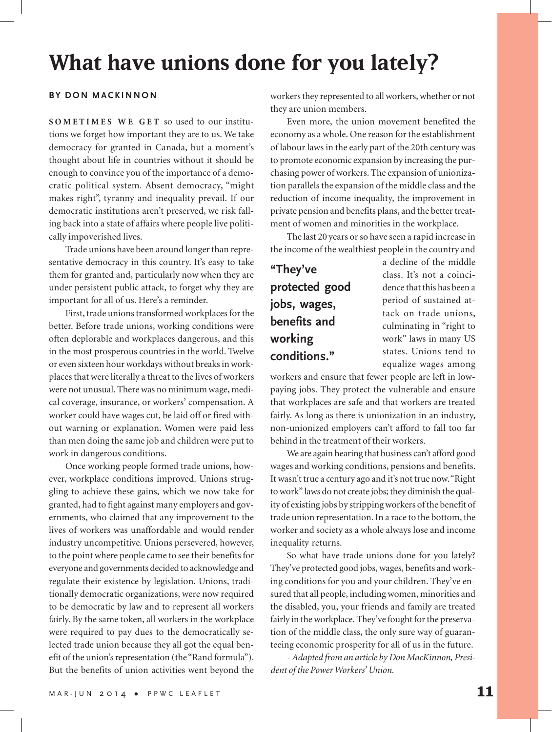# What have unions done for you lately?

**BY DON MACKINNON**

SOMETIMES WE GET so used to our institutions we forget how important they are to us. We take democracy for granted in Canada, but a moment's thought about life in countries without it should be enough to convince you of the importance of a democratic political system. Absent democracy, "might makes right", tyranny and inequality prevail. If our democratic institutions aren't preserved, we risk falling back into a state of affairs where people live politically impoverished lives.

Trade unions have been around longer than representative democracy in this country. It's easy to take them for granted and, particularly now when they are under persistent public attack, to forget why they are important for all of us. Here's a reminder.

First, trade unions transformed workplaces for the better. Before trade unions, working conditions were often deplorable and workplaces dangerous, and this in the most prosperous countries in the world. Twelve or even sixteen hour workdays without breaks in workplaces that were literally a threat to the lives of workers were not unusual. There was no minimum wage, medical coverage, insurance, or workers' compensation. A worker could have wages cut, be laid off or fired without warning or explanation. Women were paid less than men doing the same job and children were put to work in dangerous conditions.

Once working people formed trade unions, however, workplace conditions improved. Unions struggling to achieve these gains, which we now take for granted, had to fight against many employers and governments, who claimed that any improvement to the lives of workers was unaffordable and would render industry uncompetitive. Unions persevered, however, to the point where people came to see their benefits for everyone and governments decided to acknowledge and regulate their existence by legislation. Unions, traditionally democratic organizations, were now required to be democratic by law and to represent all workers fairly. By the same token, all workers in the workplace were required to pay dues to the democratically selected trade union because they all got the equal benefit of the union's representation (the "Rand formula"). But the benefits of union activities went beyond the workers they represented to all workers, whether or not they are union members.

Even more, the union movement benefited the economy as a whole. One reason for the establishment of labour laws in the early part of the 20th century was to promote economic expansion by increasing the purchasing power of workers. The expansion of unionization parallels the expansion of the middle class and the reduction of income inequality, the improvement in private pension and benefits plans, and the better treatment of women and minorities in the workplace.

The last 20 years or so have seen a rapid increase in the income of the wealthiest people in the country and a decline of the middle class. It's not a coincidence that this has been a period of sustained attack on trade unions, culminating in "right to work" laws in many US states. Unions tend to equalize wages among workers and ensure that fewer people are left in low-paying jobs. They protect the vulnerable and ensure that workplaces are safe and that workers are treated fairly. As long as there is unionization in an industry, non-unionized employers can't afford to fall too far behind in the treatment of their workers.

> **"They've protected good jobs, wages, benefits and working conditions."**

We are again hearing that business can't afford good wages and working conditions, pensions and benefits. It wasn't true a century ago and it's not true now. "Right to work" laws do not create jobs; they diminish the quality of existing jobs by stripping workers of the benefit of trade union representation. In a race to the bottom, the worker and society as a whole always lose and income inequality returns.

So what have trade unions done for you lately? They've protected good jobs, wages, benefits and working conditions for you and your children. They've ensured that all people, including women, minorities and the disabled, you, your friends and family are treated fairly in the workplace. They've fought for the preservation of the middle class, the only sure way of guaranteeing economic prosperity for all of us in the future.

*- Adapted from an article by Don MacKinnon, President of the Power Workers' Union.*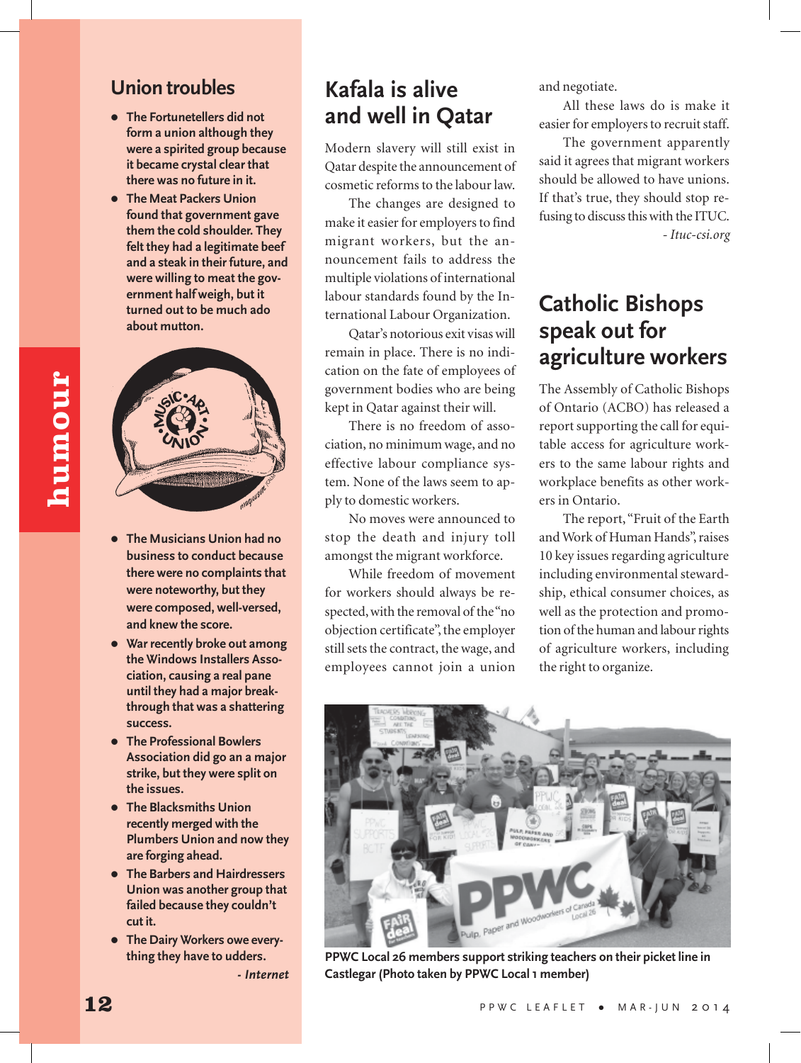## Union troubles

- The Fortunetellers did not form a union although they were a spirited group because it became crystal clear that there was no future in it.
- The Meat Packers Union found that government gave them the cold shoulder. They felt they had a legitimate beef and a steak in their future, and were willing to meat the government half weigh, but it turned out to be much ado about mutton.
- The Musicians Union had no business to conduct because there were no complaints that were noteworthy, but they were composed, well-versed, and knew the score.
- War recently broke out among the Windows Installers Association, causing a real pane until they had a major breakthrough that was a shattering success.
- The Professional Bowlers Association did go an a major strike, but they were split on the issues.
- The Blacksmiths Union recently merged with the Plumbers Union and now they are forging ahead.
- The Barbers and Hairdressers Union was another group that failed because they couldn't cut it.
- The Dairy Workers owe everything they have to udders.

*- Internet*

## Kafala is alive and well in Qatar

Modern slavery will still exist in Qatar despite the announcement of cosmetic reforms to the labour law.

The changes are designed to make it easier for employers to find migrant workers, but the announcement fails to address the multiple violations of international labour standards found by the International Labour Organization.

Qatar's notorious exit visas will remain in place. There is no indication on the fate of employees of government bodies who are being kept in Qatar against their will.

There is no freedom of association, no minimum wage, and no effective labour compliance system. None of the laws seem to apply to domestic workers.

No moves were announced to stop the death and injury toll amongst the migrant workforce.

While freedom of movement for workers should always be respected, with the removal of the "no objection certificate", the employer still sets the contract, the wage, and employees cannot join a union and negotiate.

All these laws do is make it easier for employers to recruit staff.

The government apparently said it agrees that migrant workers should be allowed to have unions. If that's true, they should stop refusing to discuss this with the ITUC.

*- Ituc-csi.org*

## Catholic Bishops speak out for agriculture workers

The Assembly of Catholic Bishops of Ontario (ACBO) has released a report supporting the call for equitable access for agriculture workers to the same labour rights and workplace benefits as other workers in Ontario.

The report, "Fruit of the Earth and Work of Human Hands", raises 10 key issues regarding agriculture including environmental stewardship, ethical consumer choices, as well as the protection and promotion of the human and labour rights of agriculture workers, including the right to organize.

**PPWC Local 26 members support striking teachers on their picket line in Castlegar (Photo taken by PPWC Local 1 member)**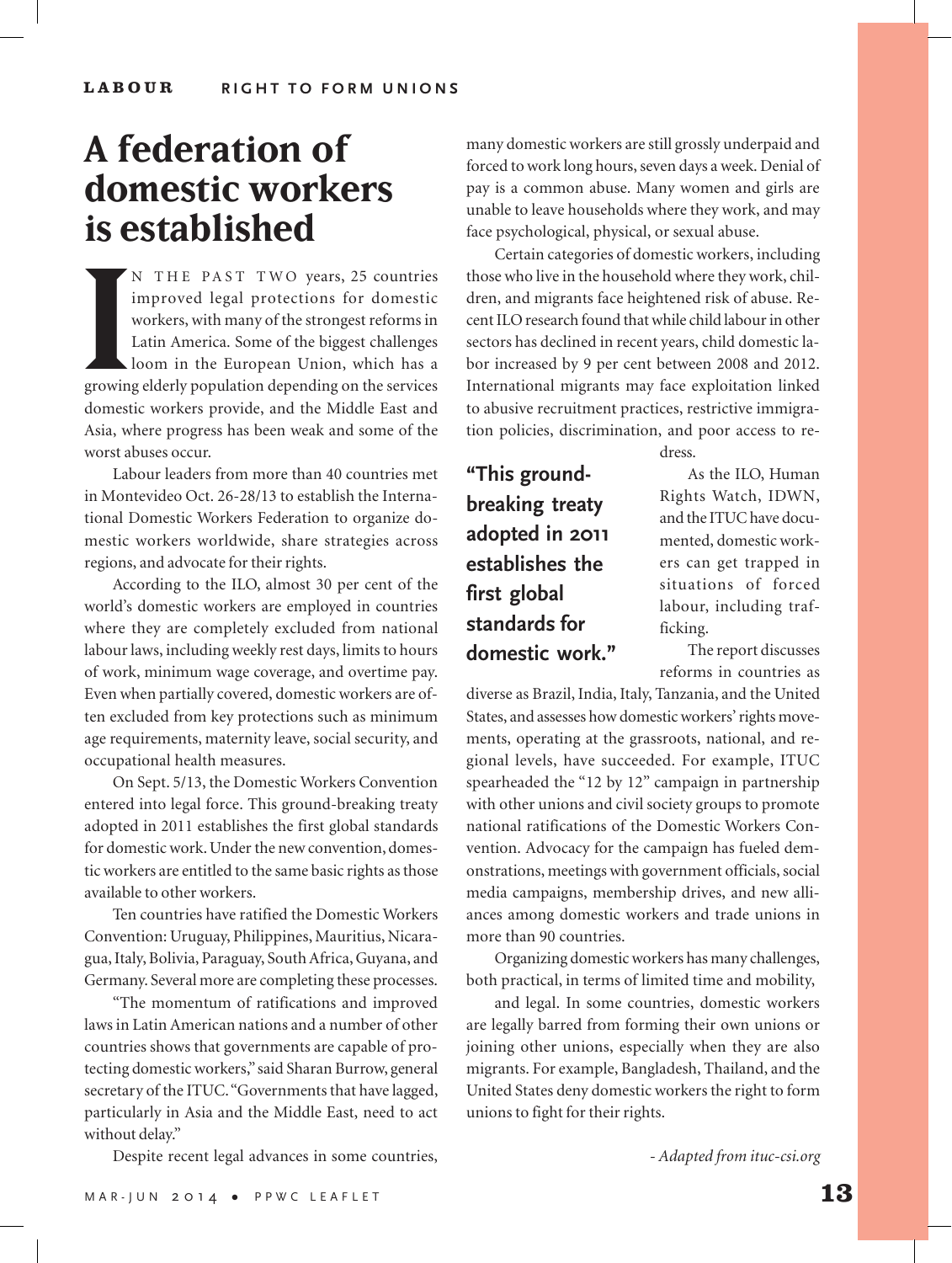LABOUR RIGHT TO FORM UNIONS

# A federation of domestic workers is established

In the past two years, 25 countries improved legal protections for domestic workers, with many of the strongest reforms in Latin America. Some of the biggest challenges loom in the European Union, which has a growing elderly population depending on the services domestic workers provide, and the Middle East and Asia, where progress has been weak and some of the worst abuses occur.

Labour leaders from more than 40 countries met in Montevideo Oct. 26-28/13 to establish the International Domestic Workers Federation to organize domestic workers worldwide, share strategies across regions, and advocate for their rights.

According to the ILO, almost 30 per cent of the world's domestic workers are employed in countries where they are completely excluded from national labour laws, including weekly rest days, limits to hours of work, minimum wage coverage, and overtime pay. Even when partially covered, domestic workers are often excluded from key protections such as minimum age requirements, maternity leave, social security, and occupational health measures.

On Sept. 5/13, the Domestic Workers Convention entered into legal force. This ground-breaking treaty adopted in 2011 establishes the first global standards for domestic work. Under the new convention, domestic workers are entitled to the same basic rights as those available to other workers.

Ten countries have ratified the Domestic Workers Convention: Uruguay, Philippines, Mauritius, Nicaragua, Italy, Bolivia, Paraguay, South Africa, Guyana, and Germany. Several more are completing these processes.

"The momentum of ratifications and improved laws in Latin American nations and a number of other countries shows that governments are capable of protecting domestic workers," said Sharan Burrow, general secretary of the ITUC. "Governments that have lagged, particularly in Asia and the Middle East, need to act without delay."

Despite recent legal advances in some countries, many domestic workers are still grossly underpaid and forced to work long hours, seven days a week. Denial of pay is a common abuse. Many women and girls are unable to leave households where they work, and may face psychological, physical, or sexual abuse.

Certain categories of domestic workers, including those who live in the household where they work, children, and migrants face heightened risk of abuse. Recent ILO research found that while child labour in other sectors has declined in recent years, child domestic labor increased by 9 per cent between 2008 and 2012. International migrants may face exploitation linked to abusive recruitment practices, restrictive immigration policies, discrimination, and poor access to redress.

> **"This ground-breaking treaty adopted in 2011 establishes the first global standards for domestic work."**

As the ILO, Human Rights Watch, IDWN, and the ITUC have documented, domestic workers can get trapped in situations of forced labour, including trafficking.

The report discusses reforms in countries as diverse as Brazil, India, Italy, Tanzania, and the United States, and assesses how domestic workers' rights movements, operating at the grassroots, national, and regional levels, have succeeded. For example, ITUC spearheaded the "12 by 12" campaign in partnership with other unions and civil society groups to promote national ratifications of the Domestic Workers Convention. Advocacy for the campaign has fueled demonstrations, meetings with government officials, social media campaigns, membership drives, and new alliances among domestic workers and trade unions in more than 90 countries.

Organizing domestic workers has many challenges, both practical, in terms of limited time and mobility, and legal. In some countries, domestic workers are legally barred from forming their own unions or joining other unions, especially when they are also migrants. For example, Bangladesh, Thailand, and the United States deny domestic workers the right to form unions to fight for their rights.

*- Adapted from ituc-csi.org*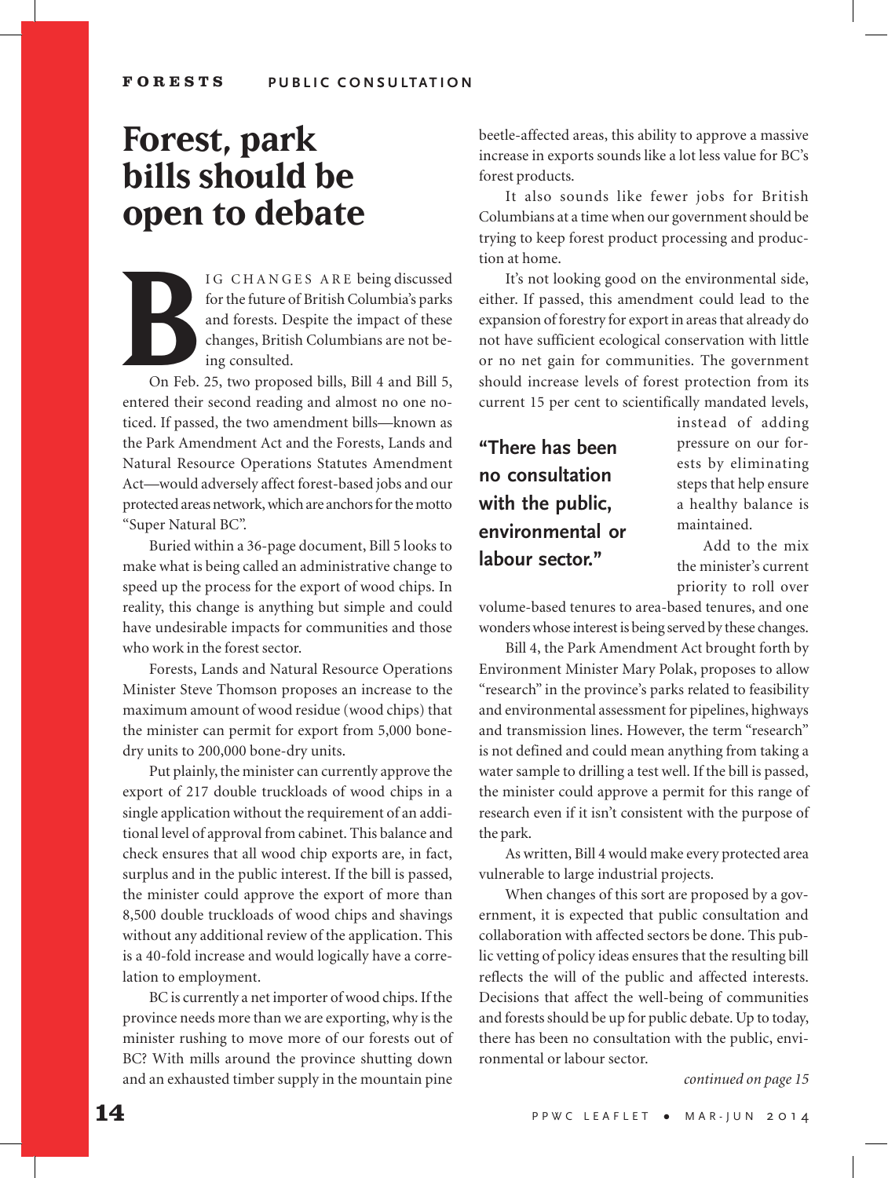FORESTS PUBLIC CONSULTATION

# Forest, park bills should be open to debate

BIG CHANGES ARE being discussed for the future of British Columbia's parks and forests. Despite the impact of these changes, British Columbians are not being consulted.

On Feb. 25, two proposed bills, Bill 4 and Bill 5, entered their second reading and almost no one noticed. If passed, the two amendment bills—known as the Park Amendment Act and the Forests, Lands and Natural Resource Operations Statutes Amendment Act—would adversely affect forest-based jobs and our protected areas network, which are anchors for the motto "Super Natural BC".

Buried within a 36-page document, Bill 5 looks to make what is being called an administrative change to speed up the process for the export of wood chips. In reality, this change is anything but simple and could have undesirable impacts for communities and those who work in the forest sector.

Forests, Lands and Natural Resource Operations Minister Steve Thomson proposes an increase to the maximum amount of wood residue (wood chips) that the minister can permit for export from 5,000 bone-dry units to 200,000 bone-dry units.

Put plainly, the minister can currently approve the export of 217 double truckloads of wood chips in a single application without the requirement of an additional level of approval from cabinet. This balance and check ensures that all wood chip exports are, in fact, surplus and in the public interest. If the bill is passed, the minister could approve the export of more than 8,500 double truckloads of wood chips and shavings without any additional review of the application. This is a 40-fold increase and would logically have a correlation to employment.

BC is currently a net importer of wood chips. If the province needs more than we are exporting, why is the minister rushing to move more of our forests out of BC? With mills around the province shutting down and an exhausted timber supply in the mountain pine beetle-affected areas, this ability to approve a massive increase in exports sounds like a lot less value for BC's forest products.

It also sounds like fewer jobs for British Columbians at a time when our government should be trying to keep forest product processing and production at home.

It's not looking good on the environmental side, either. If passed, this amendment could lead to the expansion of forestry for export in areas that already do not have sufficient ecological conservation with little or no net gain for communities. The government should increase levels of forest protection from its current 15 per cent to scientifically mandated levels, instead of adding pressure on our forests by eliminating steps that help ensure a healthy balance is maintained.

> **"There has been no consultation with the public, environmental or labour sector."**

Add to the mix the minister's current priority to roll over volume-based tenures to area-based tenures, and one wonders whose interest is being served by these changes.

Bill 4, the Park Amendment Act brought forth by Environment Minister Mary Polak, proposes to allow "research" in the province's parks related to feasibility and environmental assessment for pipelines, highways and transmission lines. However, the term "research" is not defined and could mean anything from taking a water sample to drilling a test well. If the bill is passed, the minister could approve a permit for this range of research even if it isn't consistent with the purpose of the park.

As written, Bill 4 would make every protected area vulnerable to large industrial projects.

When changes of this sort are proposed by a government, it is expected that public consultation and collaboration with affected sectors be done. This public vetting of policy ideas ensures that the resulting bill reflects the will of the public and affected interests. Decisions that affect the well-being of communities and forests should be up for public debate. Up to today, there has been no consultation with the public, environmental or labour sector.

*continued on page 15*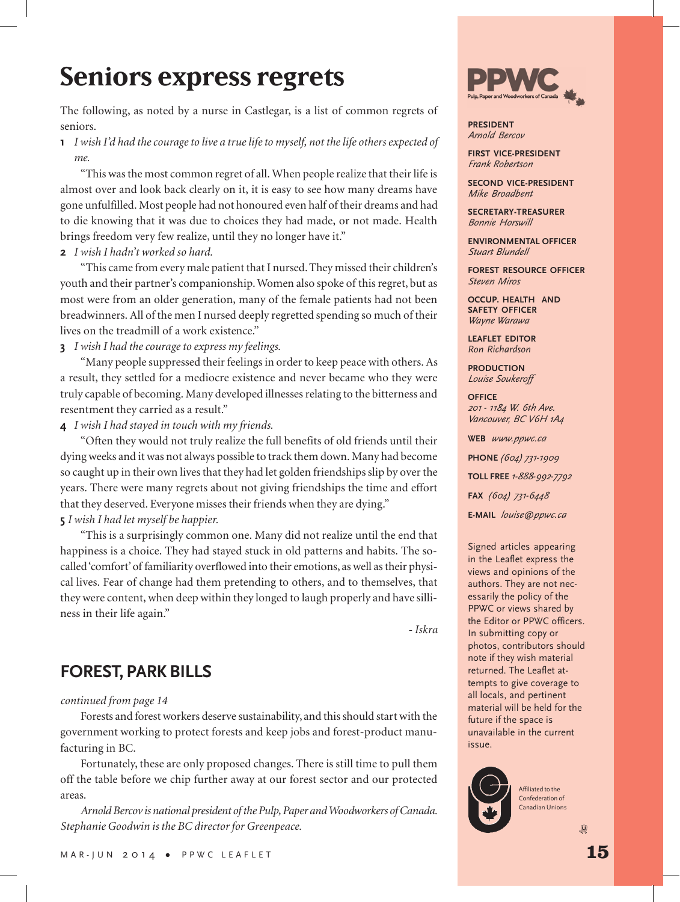# Seniors express regrets

The following, as noted by a nurse in Castlegar, is a list of common regrets of seniors.

1. *I wish I'd had the courage to live a true life to myself, not the life others expected of me.*

"This was the most common regret of all. When people realize that their life is almost over and look back clearly on it, it is easy to see how many dreams have gone unfulfilled. Most people had not honoured even half of their dreams and had to die knowing that it was due to choices they had made, or not made. Health brings freedom very few realize, until they no longer have it."

2. *I wish I hadn't worked so hard.*

"This came from every male patient that I nursed. They missed their children's youth and their partner's companionship. Women also spoke of this regret, but as most were from an older generation, many of the female patients had not been breadwinners. All of the men I nursed deeply regretted spending so much of their lives on the treadmill of a work existence."

3. *I wish I had the courage to express my feelings.*

"Many people suppressed their feelings in order to keep peace with others. As a result, they settled for a mediocre existence and never became who they were truly capable of becoming. Many developed illnesses relating to the bitterness and resentment they carried as a result."

4. *I wish I had stayed in touch with my friends.*

"Often they would not truly realize the full benefits of old friends until their dying weeks and it was not always possible to track them down. Many had become so caught up in their own lives that they had let golden friendships slip by over the years. There were many regrets about not giving friendships the time and effort that they deserved. Everyone misses their friends when they are dying."

5. *I wish I had let myself be happier.*

"This is a surprisingly common one. Many did not realize until the end that happiness is a choice. They had stayed stuck in old patterns and habits. The so-called 'comfort' of familiarity overflowed into their emotions, as well as their physical lives. Fear of change had them pretending to others, and to themselves, that they were content, when deep within they longed to laugh properly and have silliness in their life again."

*- Iskra*

## FOREST, PARK BILLS

*continued from page 14*

Forests and forest workers deserve sustainability, and this should start with the government working to protect forests and keep jobs and forest-product manufacturing in BC.

Fortunately, these are only proposed changes. There is still time to pull them off the table before we chip further away at our forest sector and our protected areas.

*Arnold Bercov is national president of the Pulp, Paper and Woodworkers of Canada. Stephanie Goodwin is the BC director for Greenpeace.*

---

**PPWC**
Pulp, Paper and Woodworkers of Canada

**PRESIDENT**
*Arnold Bercov*

**FIRST VICE-PRESIDENT**
*Frank Robertson*

**SECOND VICE-PRESIDENT**
*Mike Broadbent*

**SECRETARY-TREASURER**
*Bonnie Horswill*

**ENVIRONMENTAL OFFICER**
*Stuart Blundell*

**FOREST RESOURCE OFFICER**
*Steven Miros*

**OCCUP. HEALTH AND SAFETY OFFICER**
*Wayne Warawa*

**LEAFLET EDITOR**
*Ron Richardson*

**PRODUCTION**
*Louise Soukeroff*

**OFFICE**
*201 - 1184 W. 6th Ave.*
*Vancouver, BC V6H 1A4*

**WEB** *www.ppwc.ca*

**PHONE** *(604) 731-1909*

**TOLL FREE** *1-888-992-7792*

**FAX** *(604) 731-6448*

**E-MAIL** *louise@ppwc.ca*

Signed articles appearing in the Leaflet express the views and opinions of the authors. They are not necessarily the policy of the PPWC or views shared by the Editor or PPWC officers. In submitting copy or photos, contributors should note if they wish material returned. The Leaflet attempts to give coverage to all locals, and pertinent material will be held for the future if the space is unavailable in the current issue.

Affiliated to the Confederation of Canadian Unions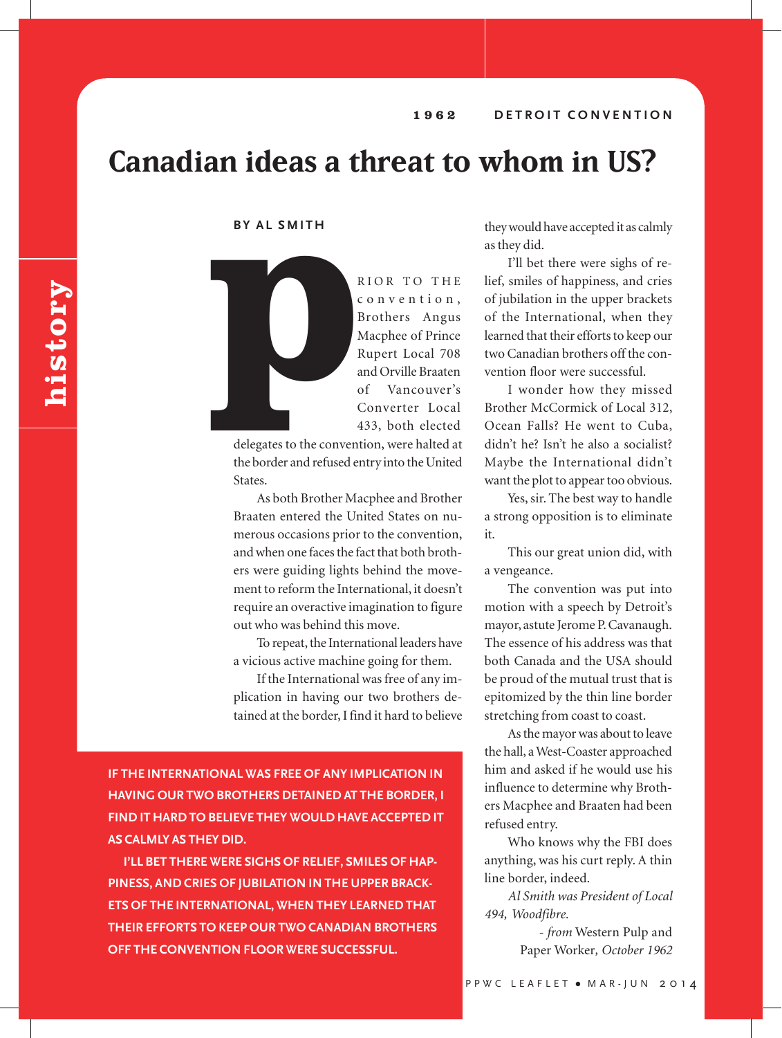**1962 DETROIT CONVENTION**

# Canadian ideas a threat to whom in US?

**BY AL SMITH**

PRIOR TO THE convention, Brothers Angus Macphee of Prince Rupert Local 708 and Orville Braaten of Vancouver's Converter Local 433, both elected delegates to the convention, were halted at the border and refused entry into the United States.

As both Brother Macphee and Brother Braaten entered the United States on numerous occasions prior to the convention, and when one faces the fact that both brothers were guiding lights behind the movement to reform the International, it doesn't require an overactive imagination to figure out who was behind this move.

To repeat, the International leaders have a vicious active machine going for them.

If the International was free of any implication in having our two brothers detained at the border, I find it hard to believe they would have accepted it as calmly as they did.

I'll bet there were sighs of relief, smiles of happiness, and cries of jubilation in the upper brackets of the International, when they learned that their efforts to keep our two Canadian brothers off the convention floor were successful.

I wonder how they missed Brother McCormick of Local 312, Ocean Falls? He went to Cuba, didn't he? Isn't he also a socialist? Maybe the International didn't want the plot to appear too obvious.

Yes, sir. The best way to handle a strong opposition is to eliminate it.

This our great union did, with a vengeance.

The convention was put into motion with a speech by Detroit's mayor, astute Jerome P. Cavanaugh. The essence of his address was that both Canada and the USA should be proud of the mutual trust that is epitomized by the thin line border stretching from coast to coast.

As the mayor was about to leave the hall, a West-Coaster approached him and asked if he would use his influence to determine why Brothers Macphee and Braaten had been refused entry.

Who knows why the FBI does anything, was his curt reply. A thin line border, indeed.

*Al Smith was President of Local 494, Woodfibre.*

*- from* Western Pulp and Paper Worker, *October 1962*

**IF THE INTERNATIONAL WAS FREE OF ANY IMPLICATION IN HAVING OUR TWO BROTHERS DETAINED AT THE BORDER, I FIND IT HARD TO BELIEVE THEY WOULD HAVE ACCEPTED IT AS CALMLY AS THEY DID.**

**I'LL BET THERE WERE SIGHS OF RELIEF, SMILES OF HAPPINESS, AND CRIES OF JUBILATION IN THE UPPER BRACKETS OF THE INTERNATIONAL, WHEN THEY LEARNED THAT THEIR EFFORTS TO KEEP OUR TWO CANADIAN BROTHERS OFF THE CONVENTION FLOOR WERE SUCCESSFUL.**